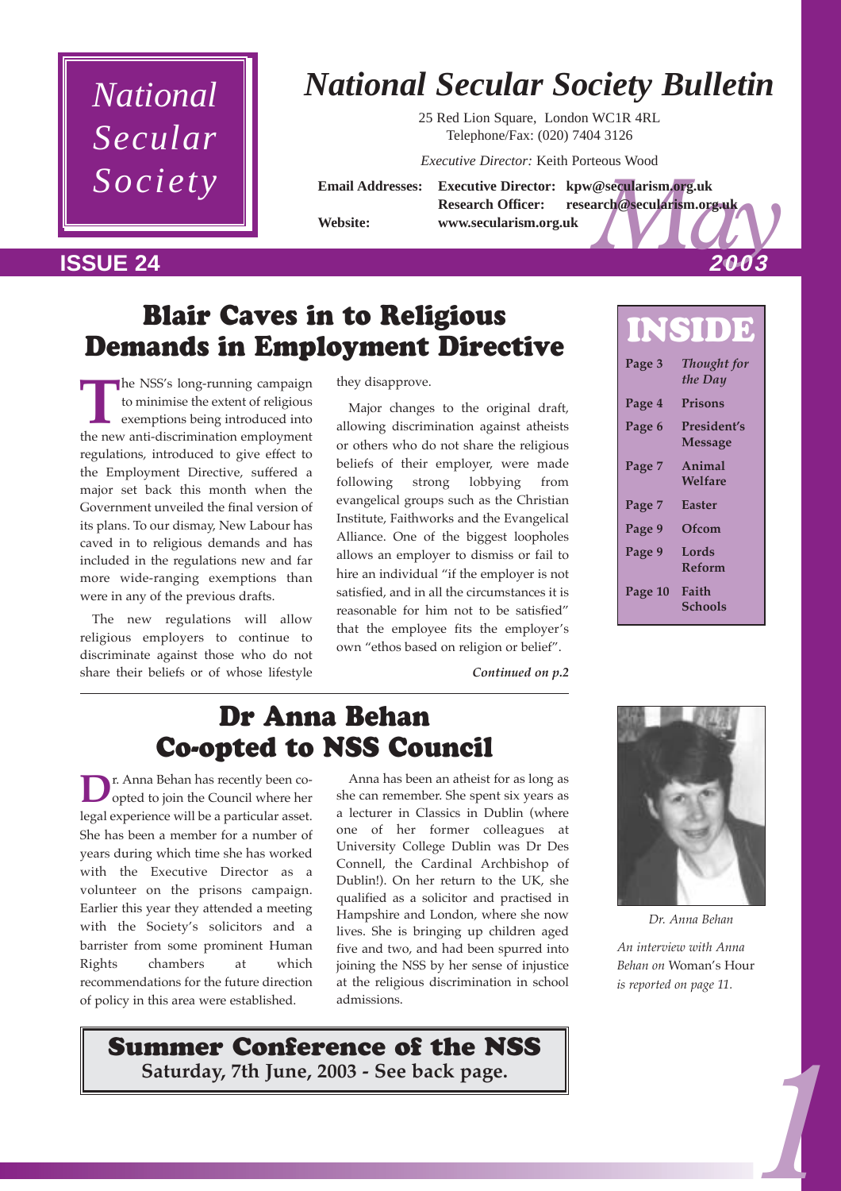# National Secular Society Bulletin

National Secular Society

25 Red Lion Square, London WC1R 4RL
Telephone/Fax: (020) 7404 3126

*Executive Director:* Keith Porteous Wood

**Email Addresses:** **Executive Director: kpw@secularism.org.uk**
**Research Officer: research@secularism.org.uk**
**Website: www.secularism.org.uk**

**ISSUE 24** — *May 2003*

## Blair Caves in to Religious Demands in Employment Directive

The NSS's long-running campaign to minimise the extent of religious exemptions being introduced into the new anti-discrimination employment regulations, introduced to give effect to the Employment Directive, suffered a major set back this month when the Government unveiled the final version of its plans. To our dismay, New Labour has caved in to religious demands and has included in the regulations new and far more wide-ranging exemptions than were in any of the previous drafts.

The new regulations will allow religious employers to continue to discriminate against those who do not share their beliefs or of whose lifestyle they disapprove.

Major changes to the original draft, allowing discrimination against atheists or others who do not share the religious beliefs of their employer, were made following strong lobbying from evangelical groups such as the Christian Institute, Faithworks and the Evangelical Alliance. One of the biggest loopholes allows an employer to dismiss or fail to hire an individual "if the employer is not satisfied, and in all the circumstances it is reasonable for him not to be satisfied" that the employee fits the employer's own "ethos based on religion or belief".

***Continued on p.2***

## INSIDE

| | |
|---|---|
| Page 3 | *Thought for the Day* |
| Page 4 | Prisons |
| Page 6 | President's Message |
| Page 7 | Animal Welfare |
| Page 7 | Easter |
| Page 9 | Ofcom |
| Page 9 | Lords Reform |
| Page 10 | Faith Schools |

## Dr Anna Behan Co-opted to NSS Council

Dr. Anna Behan has recently been co-opted to join the Council where her legal experience will be a particular asset. She has been a member for a number of years during which time she has worked with the Executive Director as a volunteer on the prisons campaign. Earlier this year they attended a meeting with the Society's solicitors and a barrister from some prominent Human Rights chambers at which recommendations for the future direction of policy in this area were established.

Anna has been an atheist for as long as she can remember. She spent six years as a lecturer in Classics in Dublin (where one of her former colleagues at University College Dublin was Dr Des Connell, the Cardinal Archbishop of Dublin!). On her return to the UK, she qualified as a solicitor and practised in Hampshire and London, where she now lives. She is bringing up children aged five and two, and had been spurred into joining the NSS by her sense of injustice at the religious discrimination in school admissions.

*Dr. Anna Behan*

*An interview with Anna Behan on* Woman's Hour *is reported on page 11.*

## Summer Conference of the NSS

**Saturday, 7th June, 2003 - See back page.**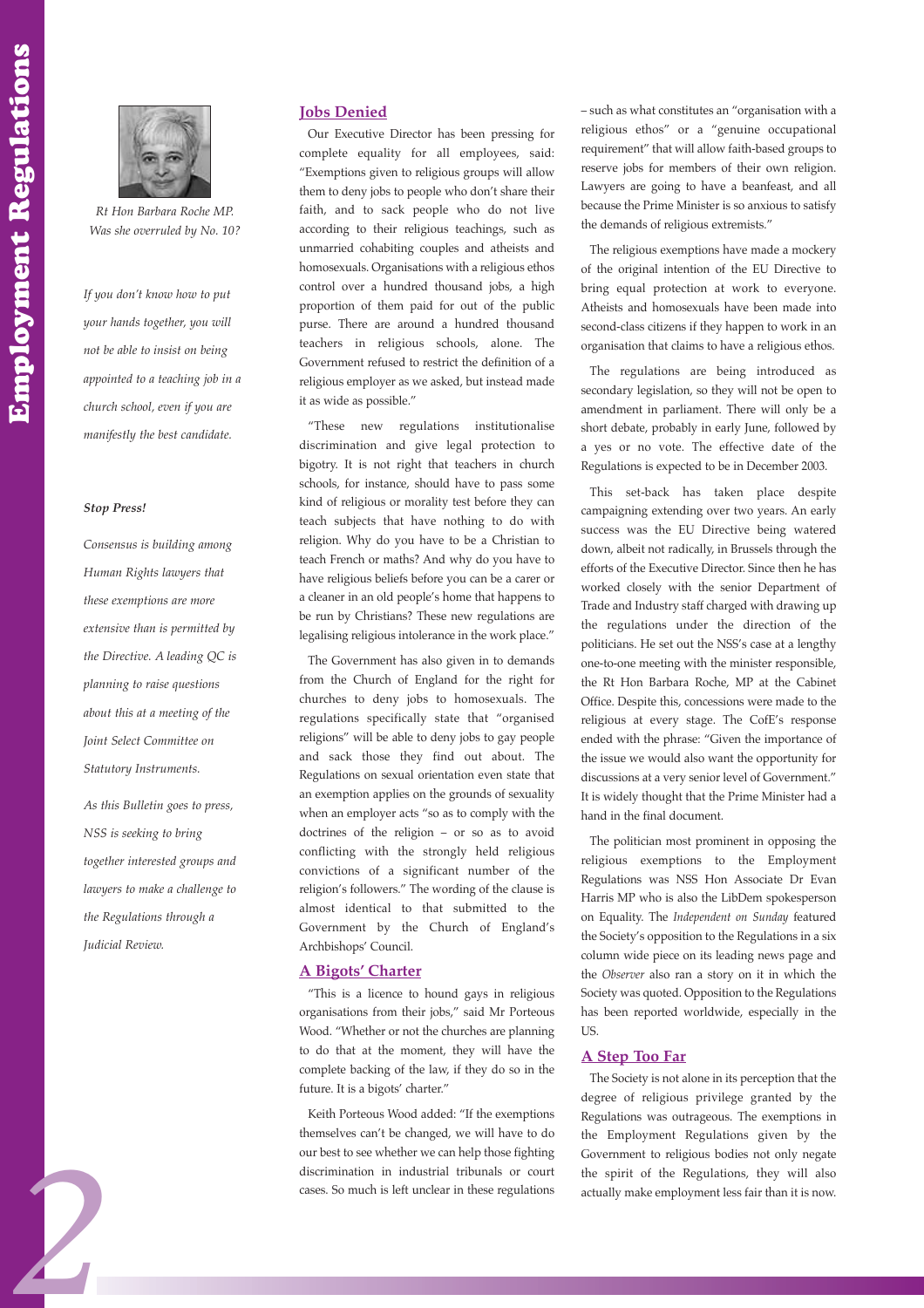*Rt Hon Barbara Roche MP. Was she overruled by No. 10?*

*If you don't know how to put your hands together, you will not be able to insist on being appointed to a teaching job in a church school, even if you are manifestly the best candidate.*

***Stop Press!***

*Consensus is building among Human Rights lawyers that these exemptions are more extensive than is permitted by the Directive. A leading QC is planning to raise questions about this at a meeting of the Joint Select Committee on Statutory Instruments.*

*As this Bulletin goes to press, NSS is seeking to bring together interested groups and lawyers to make a challenge to the Regulations through a Judicial Review.*

## Jobs Denied

Our Executive Director has been pressing for complete equality for all employees, said: "Exemptions given to religious groups will allow them to deny jobs to people who don't share their faith, and to sack people who do not live according to their religious teachings, such as unmarried cohabiting couples and atheists and homosexuals. Organisations with a religious ethos control over a hundred thousand jobs, a high proportion of them paid for out of the public purse. There are around a hundred thousand teachers in religious schools, alone. The Government refused to restrict the definition of a religious employer as we asked, but instead made it as wide as possible."

"These new regulations institutionalise discrimination and give legal protection to bigotry. It is not right that teachers in church schools, for instance, should have to pass some kind of religious or morality test before they can teach subjects that have nothing to do with religion. Why do you have to be a Christian to teach French or maths? And why do you have to have religious beliefs before you can be a carer or a cleaner in an old people's home that happens to be run by Christians? These new regulations are legalising religious intolerance in the work place."

The Government has also given in to demands from the Church of England for the right for churches to deny jobs to homosexuals. The regulations specifically state that "organised religions" will be able to deny jobs to gay people and sack those they find out about. The Regulations on sexual orientation even state that an exemption applies on the grounds of sexuality when an employer acts "so as to comply with the doctrines of the religion – or so as to avoid conflicting with the strongly held religious convictions of a significant number of the religion's followers." The wording of the clause is almost identical to that submitted to the Government by the Church of England's Archbishops' Council.

## A Bigots' Charter

"This is a licence to hound gays in religious organisations from their jobs," said Mr Porteous Wood. "Whether or not the churches are planning to do that at the moment, they will have the complete backing of the law, if they do so in the future. It is a bigots' charter."

Keith Porteous Wood added: "If the exemptions themselves can't be changed, we will have to do our best to see whether we can help those fighting discrimination in industrial tribunals or court cases. So much is left unclear in these regulations – such as what constitutes an "organisation with a religious ethos" or a "genuine occupational requirement" that will allow faith-based groups to reserve jobs for members of their own religion. Lawyers are going to have a beanfeast, and all because the Prime Minister is so anxious to satisfy the demands of religious extremists."

The religious exemptions have made a mockery of the original intention of the EU Directive to bring equal protection at work to everyone. Atheists and homosexuals have been made into second-class citizens if they happen to work in an organisation that claims to have a religious ethos.

The regulations are being introduced as secondary legislation, so they will not be open to amendment in parliament. There will only be a short debate, probably in early June, followed by a yes or no vote. The effective date of the Regulations is expected to be in December 2003.

This set-back has taken place despite campaigning extending over two years. An early success was the EU Directive being watered down, albeit not radically, in Brussels through the efforts of the Executive Director. Since then he has worked closely with the senior Department of Trade and Industry staff charged with drawing up the regulations under the direction of the politicians. He set out the NSS's case at a lengthy one-to-one meeting with the minister responsible, the Rt Hon Barbara Roche, MP at the Cabinet Office. Despite this, concessions were made to the religious at every stage. The CofE's response ended with the phrase: "Given the importance of the issue we would also want the opportunity for discussions at a very senior level of Government." It is widely thought that the Prime Minister had a hand in the final document.

The politician most prominent in opposing the religious exemptions to the Employment Regulations was NSS Hon Associate Dr Evan Harris MP who is also the LibDem spokesperson on Equality. The *Independent on Sunday* featured the Society's opposition to the Regulations in a six column wide piece on its leading news page and the *Observer* also ran a story on it in which the Society was quoted. Opposition to the Regulations has been reported worldwide, especially in the US.

## A Step Too Far

The Society is not alone in its perception that the degree of religious privilege granted by the Regulations was outrageous. The exemptions in the Employment Regulations given by the Government to religious bodies not only negate the spirit of the Regulations, they will also actually make employment less fair than it is now.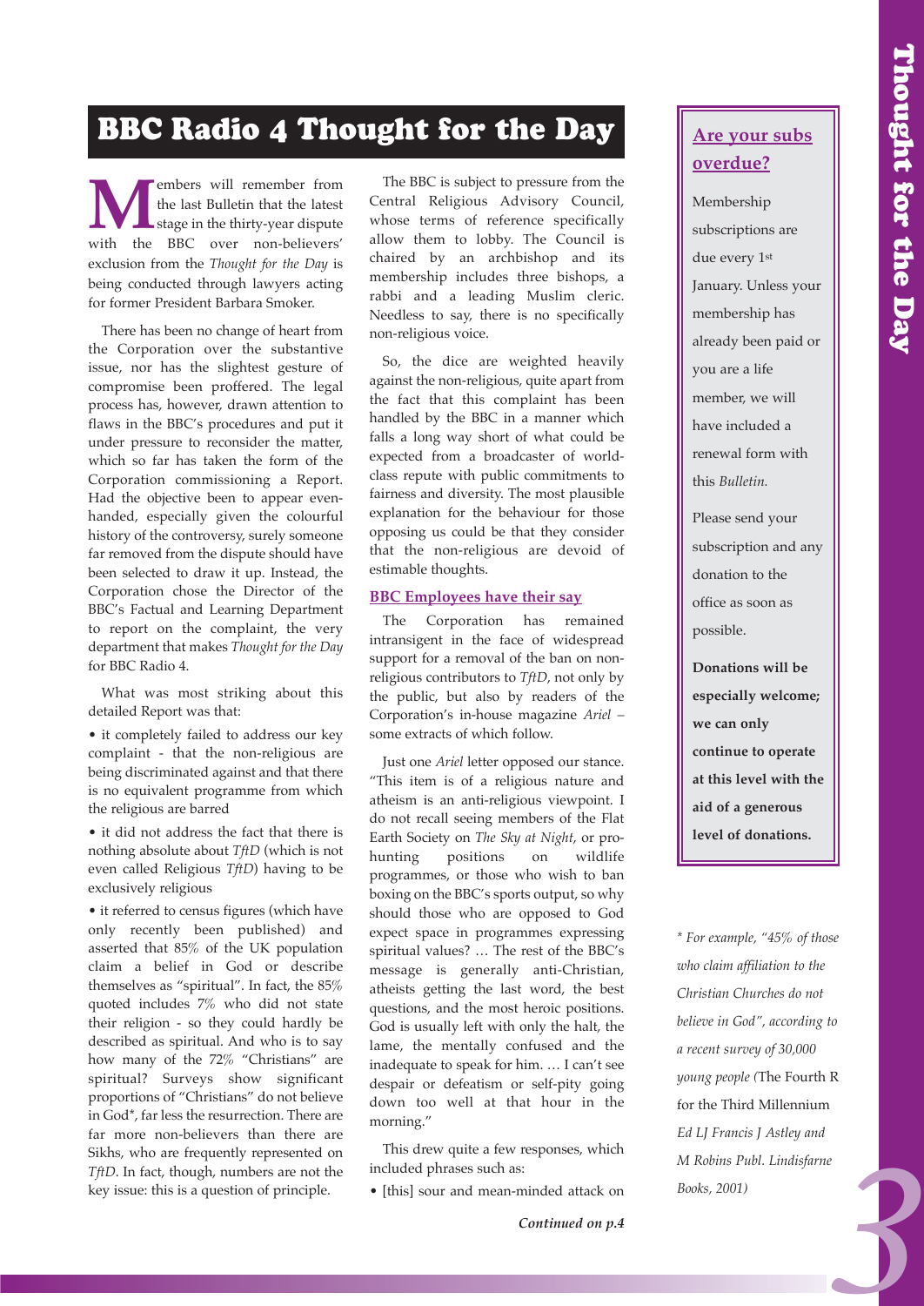# BBC Radio 4 Thought for the Day

Members will remember from the last Bulletin that the latest stage in the thirty-year dispute with the BBC over non-believers' exclusion from the *Thought for the Day* is being conducted through lawyers acting for former President Barbara Smoker.

There has been no change of heart from the Corporation over the substantive issue, nor has the slightest gesture of compromise been proffered. The legal process has, however, drawn attention to flaws in the BBC's procedures and put it under pressure to reconsider the matter, which so far has taken the form of the Corporation commissioning a Report. Had the objective been to appear even-handed, especially given the colourful history of the controversy, surely someone far removed from the dispute should have been selected to draw it up. Instead, the Corporation chose the Director of the BBC's Factual and Learning Department to report on the complaint, the very department that makes *Thought for the Day* for BBC Radio 4.

What was most striking about this detailed Report was that:

- it completely failed to address our key complaint - that the non-religious are being discriminated against and that there is no equivalent programme from which the religious are barred
- it did not address the fact that there is nothing absolute about *TftD* (which is not even called Religious *TftD*) having to be exclusively religious
- it referred to census figures (which have only recently been published) and asserted that 85% of the UK population claim a belief in God or describe themselves as "spiritual". In fact, the 85% quoted includes 7% who did not state their religion - so they could hardly be described as spiritual. And who is to say how many of the 72% "Christians" are spiritual? Surveys show significant proportions of "Christians" do not believe in God*, far less the resurrection. There are far more non-believers than there are Sikhs, who are frequently represented on *TftD*. In fact, though, numbers are not the key issue: this is a question of principle.

The BBC is subject to pressure from the Central Religious Advisory Council, whose terms of reference specifically allow them to lobby. The Council is chaired by an archbishop and its membership includes three bishops, a rabbi and a leading Muslim cleric. Needless to say, there is no specifically non-religious voice.

So, the dice are weighted heavily against the non-religious, quite apart from the fact that this complaint has been handled by the BBC in a manner which falls a long way short of what could be expected from a broadcaster of world-class repute with public commitments to fairness and diversity. The most plausible explanation for the behaviour for those opposing us could be that they consider that the non-religious are devoid of estimable thoughts.

## BBC Employees have their say

The Corporation has remained intransigent in the face of widespread support for a removal of the ban on non-religious contributors to *TftD*, not only by the public, but also by readers of the Corporation's in-house magazine *Ariel* – some extracts of which follow.

Just one *Ariel* letter opposed our stance. "This item is of a religious nature and atheism is an anti-religious viewpoint. I do not recall seeing members of the Flat Earth Society on *The Sky at Night*, or pro-hunting positions on wildlife programmes, or those who wish to ban boxing on the BBC's sports output, so why should those who are opposed to God expect space in programmes expressing spiritual values? … The rest of the BBC's message is generally anti-Christian, atheists getting the last word, the best questions, and the most heroic positions. God is usually left with only the halt, the lame, the mentally confused and the inadequate to speak for him. … I can't see despair or defeatism or self-pity going down too well at that hour in the morning."

This drew quite a few responses, which included phrases such as:

- [this] sour and mean-minded attack on

*Continued on p.4*

## Are your subs overdue?

Membership subscriptions are due every 1st January. Unless your membership has already been paid or you are a life member, we will have included a renewal form with this *Bulletin.*

Please send your subscription and any donation to the office as soon as possible.

**Donations will be especially welcome; we can only continue to operate at this level with the aid of a generous level of donations.**

*\* For example, "45% of those who claim affiliation to the Christian Churches do not believe in God", according to a recent survey of 30,000 young people (*The Fourth R for the Third Millennium *Ed LJ Francis J Astley and M Robins Publ. Lindisfarne Books, 2001)*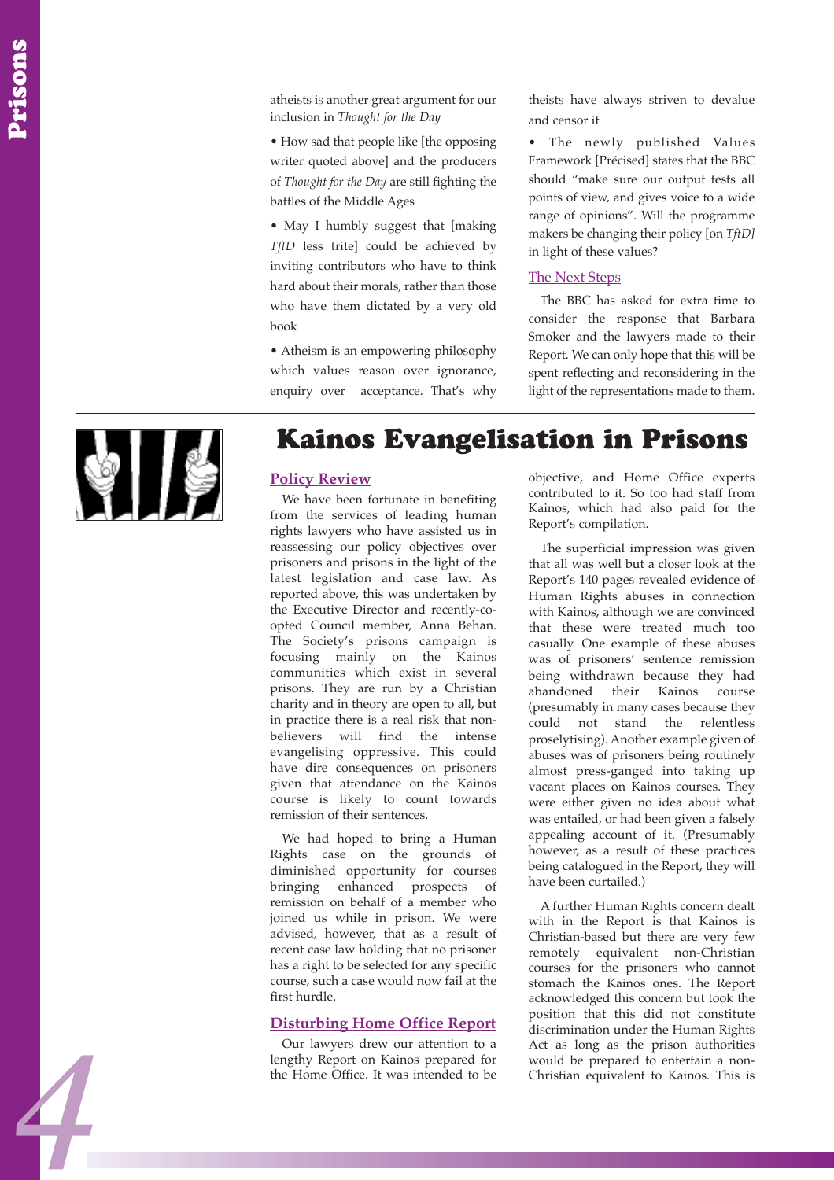atheists is another great argument for our inclusion in *Thought for the Day*

- How sad that people like [the opposing writer quoted above] and the producers of *Thought for the Day* are still fighting the battles of the Middle Ages

- May I humbly suggest that [making *TftD* less trite] could be achieved by inviting contributors who have to think hard about their morals, rather than those who have them dictated by a very old book

- Atheism is an empowering philosophy which values reason over ignorance, enquiry over acceptance. That's why theists have always striven to devalue and censor it

- The newly published Values Framework [Précised] states that the BBC should "make sure our output tests all points of view, and gives voice to a wide range of opinions". Will the programme makers be changing their policy [on *TftD]* in light of these values?

### The Next Steps

The BBC has asked for extra time to consider the response that Barbara Smoker and the lawyers made to their Report. We can only hope that this will be spent reflecting and reconsidering in the light of the representations made to them.

# Kainos Evangelisation in Prisons

### Policy Review

We have been fortunate in benefiting from the services of leading human rights lawyers who have assisted us in reassessing our policy objectives over prisoners and prisons in the light of the latest legislation and case law. As reported above, this was undertaken by the Executive Director and recently-co-opted Council member, Anna Behan. The Society's prisons campaign is focusing mainly on the Kainos communities which exist in several prisons. They are run by a Christian charity and in theory are open to all, but in practice there is a real risk that non-believers will find the intense evangelising oppressive. This could have dire consequences on prisoners given that attendance on the Kainos course is likely to count towards remission of their sentences.

We had hoped to bring a Human Rights case on the grounds of diminished opportunity for courses bringing enhanced prospects of remission on behalf of a member who joined us while in prison. We were advised, however, that as a result of recent case law holding that no prisoner has a right to be selected for any specific course, such a case would now fail at the first hurdle.

### Disturbing Home Office Report

Our lawyers drew our attention to a lengthy Report on Kainos prepared for the Home Office. It was intended to be objective, and Home Office experts contributed to it. So too had staff from Kainos, which had also paid for the Report's compilation.

The superficial impression was given that all was well but a closer look at the Report's 140 pages revealed evidence of Human Rights abuses in connection with Kainos, although we are convinced that these were treated much too casually. One example of these abuses was of prisoners' sentence remission being withdrawn because they had abandoned their Kainos course (presumably in many cases because they could not stand the relentless proselytising). Another example given of abuses was of prisoners being routinely almost press-ganged into taking up vacant places on Kainos courses. They were either given no idea about what was entailed, or had been given a falsely appealing account of it. (Presumably however, as a result of these practices being catalogued in the Report, they will have been curtailed.)

A further Human Rights concern dealt with in the Report is that Kainos is Christian-based but there are very few remotely equivalent non-Christian courses for the prisoners who cannot stomach the Kainos ones. The Report acknowledged this concern but took the position that this did not constitute discrimination under the Human Rights Act as long as the prison authorities would be prepared to entertain a non-Christian equivalent to Kainos. This is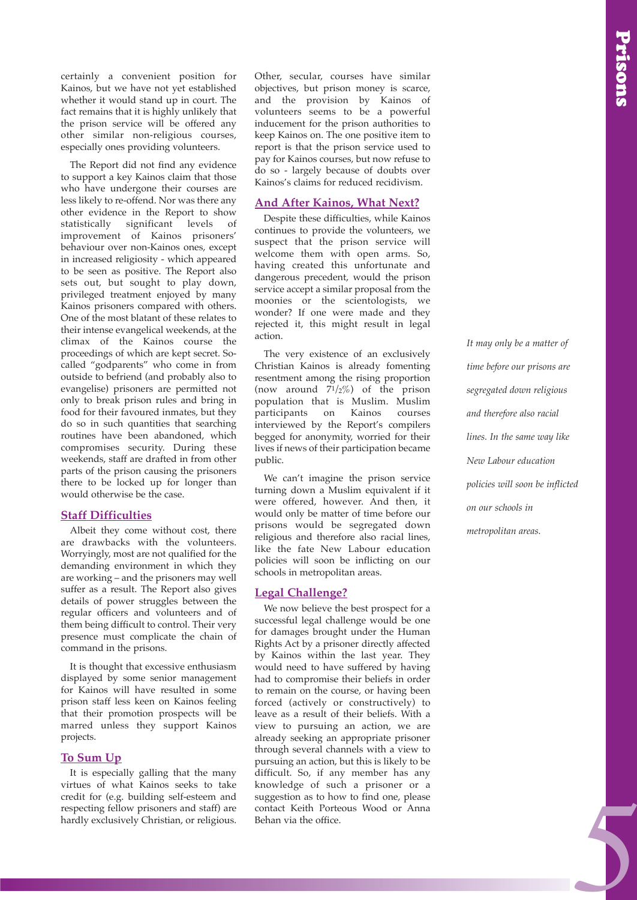certainly a convenient position for Kainos, but we have not yet established whether it would stand up in court. The fact remains that it is highly unlikely that the prison service will be offered any other similar non-religious courses, especially ones providing volunteers.

The Report did not find any evidence to support a key Kainos claim that those who have undergone their courses are less likely to re-offend. Nor was there any other evidence in the Report to show statistically significant levels of improvement of Kainos prisoners' behaviour over non-Kainos ones, except in increased religiosity - which appeared to be seen as positive. The Report also sets out, but sought to play down, privileged treatment enjoyed by many Kainos prisoners compared with others. One of the most blatant of these relates to their intense evangelical weekends, at the climax of the Kainos course the proceedings of which are kept secret. So-called "godparents" who come in from outside to befriend (and probably also to evangelise) prisoners are permitted not only to break prison rules and bring in food for their favoured inmates, but they do so in such quantities that searching routines have been abandoned, which compromises security. During these weekends, staff are drafted in from other parts of the prison causing the prisoners there to be locked up for longer than would otherwise be the case.

## Staff Difficulties

Albeit they come without cost, there are drawbacks with the volunteers. Worryingly, most are not qualified for the demanding environment in which they are working – and the prisoners may well suffer as a result. The Report also gives details of power struggles between the regular officers and volunteers and of them being difficult to control. Their very presence must complicate the chain of command in the prisons.

It is thought that excessive enthusiasm displayed by some senior management for Kainos will have resulted in some prison staff less keen on Kainos feeling that their promotion prospects will be marred unless they support Kainos projects.

## To Sum Up

It is especially galling that the many virtues of what Kainos seeks to take credit for (e.g. building self-esteem and respecting fellow prisoners and staff) are hardly exclusively Christian, or religious. Other, secular, courses have similar objectives, but prison money is scarce, and the provision by Kainos of volunteers seems to be a powerful inducement for the prison authorities to keep Kainos on. The one positive item to report is that the prison service used to pay for Kainos courses, but now refuse to do so - largely because of doubts over Kainos's claims for reduced recidivism.

## And After Kainos, What Next?

Despite these difficulties, while Kainos continues to provide the volunteers, we suspect that the prison service will welcome them with open arms. So, having created this unfortunate and dangerous precedent, would the prison service accept a similar proposal from the moonies or the scientologists, we wonder? If one were made and they rejected it, this might result in legal action.

The very existence of an exclusively Christian Kainos is already fomenting resentment among the rising proportion (now around 7½%) of the prison population that is Muslim. Muslim participants on Kainos courses interviewed by the Report's compilers begged for anonymity, worried for their lives if news of their participation became public.

We can't imagine the prison service turning down a Muslim equivalent if it were offered, however. And then, it would only be matter of time before our prisons would be segregated down religious and therefore also racial lines, like the fate New Labour education policies will soon be inflicting on our schools in metropolitan areas.

## Legal Challenge?

We now believe the best prospect for a successful legal challenge would be one for damages brought under the Human Rights Act by a prisoner directly affected by Kainos within the last year. They would need to have suffered by having had to compromise their beliefs in order to remain on the course, or having been forced (actively or constructively) to leave as a result of their beliefs. With a view to pursuing an action, we are already seeking an appropriate prisoner through several channels with a view to pursuing an action, but this is likely to be difficult. So, if any member has any knowledge of such a prisoner or a suggestion as to how to find one, please contact Keith Porteous Wood or Anna Behan via the office.

*It may only be a matter of time before our prisons are segregated down religious and therefore also racial lines. In the same way like New Labour education policies will soon be inflicted on our schools in metropolitan areas.*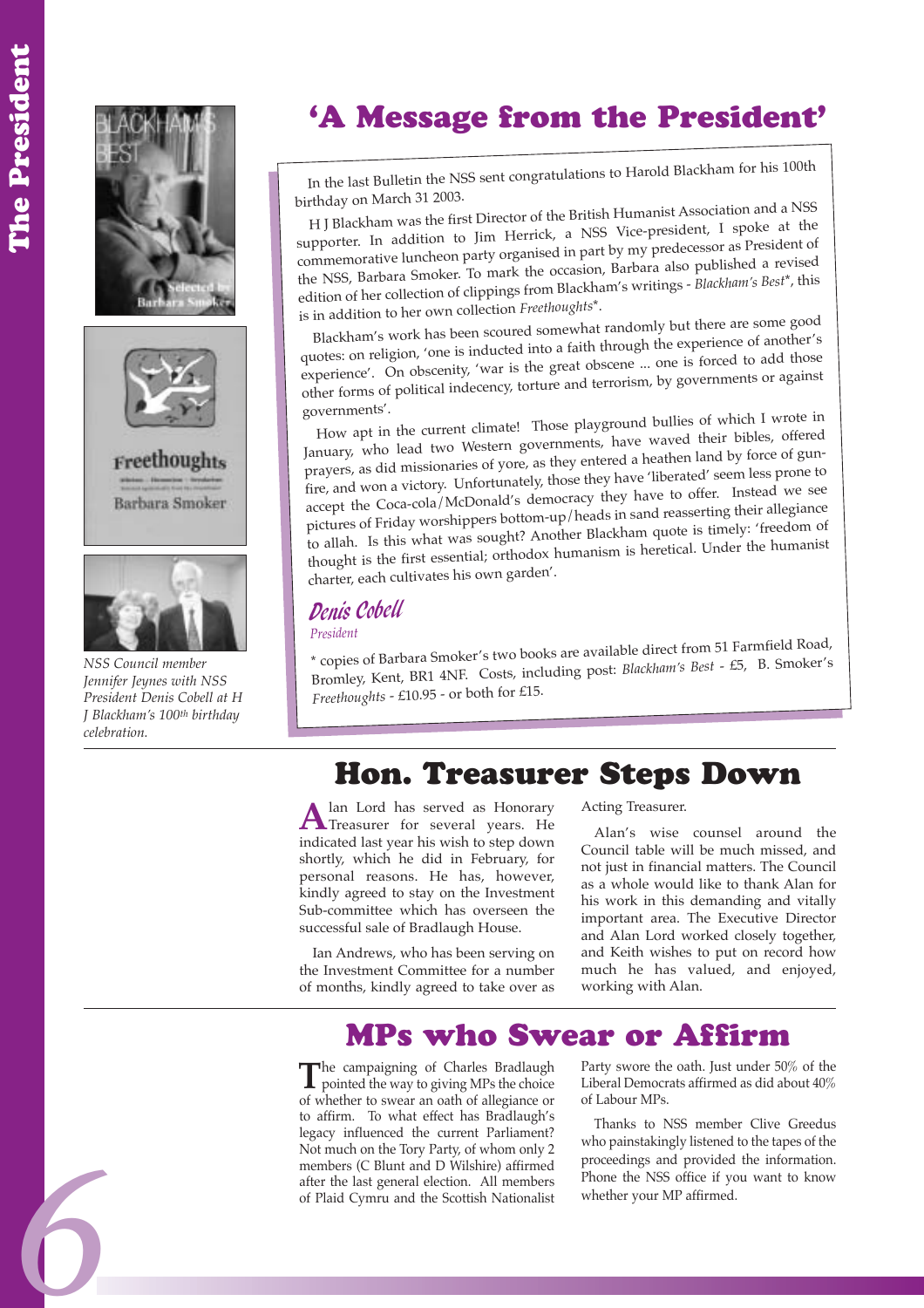# 'A Message from the President'

In the last Bulletin the NSS sent congratulations to Harold Blackham for his 100th birthday on March 31 2003.

H J Blackham was the first Director of the British Humanist Association and a NSS supporter. In addition to Jim Herrick, a NSS Vice-president, I spoke at the commemorative luncheon party organised in part by my predecessor as President of the NSS, Barbara Smoker. To mark the occasion, Barbara also published a revised edition of her collection of clippings from Blackham's writings - *Blackham's Best*\*, this is in addition to her own collection *Freethoughts*\*.

Blackham's work has been scoured somewhat randomly but there are some good quotes: on religion, 'one is inducted into a faith through the experience of another's experience'. On obscenity, 'war is the great obscene ... one is forced to add those other forms of political indecency, torture and terrorism, by governments or against governments'.

How apt in the current climate! Those playground bullies of which I wrote in January, who lead two Western governments, have waved their bibles, offered prayers, as did missionaries of yore, as they entered a heathen land by force of gun-fire, and won a victory. Unfortunately, those they have 'liberated' seem less prone to accept the Coca-cola/McDonald's democracy they have to offer. Instead we see pictures of Friday worshippers bottom-up/heads in sand reasserting their allegiance to allah. Is this what was sought? Another Blackham quote is timely: 'freedom of thought is the first essential; orthodox humanism is heretical. Under the humanist charter, each cultivates his own garden'.

*Denis Cobell*
*President*

\* copies of Barbara Smoker's two books are available direct from 51 Farmfield Road, Bromley, Kent, BR1 4NF. Costs, including post: *Blackham's Best* - £5, B. Smoker's *Freethoughts* - £10.95 - or both for £15.

*NSS Council member Jennifer Jeynes with NSS President Denis Cobell at H J Blackham's 100th birthday celebration.*

# Hon. Treasurer Steps Down

Alan Lord has served as Honorary Treasurer for several years. He indicated last year his wish to step down shortly, which he did in February, for personal reasons. He has, however, kindly agreed to stay on the Investment Sub-committee which has overseen the successful sale of Bradlaugh House.

Ian Andrews, who has been serving on the Investment Committee for a number of months, kindly agreed to take over as Acting Treasurer.

Alan's wise counsel around the Council table will be much missed, and not just in financial matters. The Council as a whole would like to thank Alan for his work in this demanding and vitally important area. The Executive Director and Alan Lord worked closely together, and Keith wishes to put on record how much he has valued, and enjoyed, working with Alan.

# MPs who Swear or Affirm

The campaigning of Charles Bradlaugh pointed the way to giving MPs the choice of whether to swear an oath of allegiance or to affirm. To what effect has Bradlaugh's legacy influenced the current Parliament? Not much on the Tory Party, of whom only 2 members (C Blunt and D Wilshire) affirmed after the last general election. All members of Plaid Cymru and the Scottish Nationalist Party swore the oath. Just under 50% of the Liberal Democrats affirmed as did about 40% of Labour MPs.

Thanks to NSS member Clive Greedus who painstakingly listened to the tapes of the proceedings and provided the information. Phone the NSS office if you want to know whether your MP affirmed.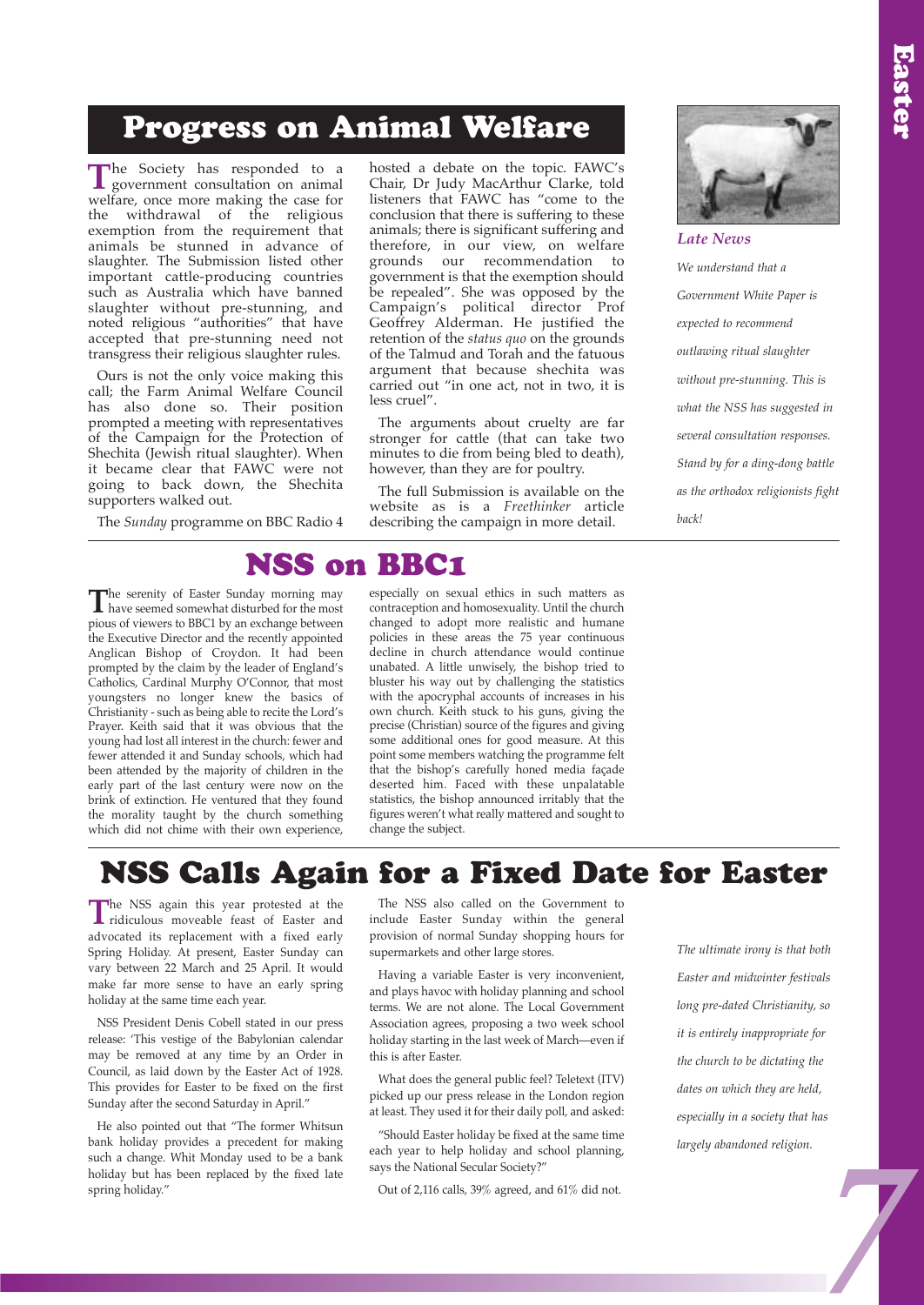## Progress on Animal Welfare

The Society has responded to a government consultation on animal welfare, once more making the case for the withdrawal of the religious exemption from the requirement that animals be stunned in advance of slaughter. The Submission listed other important cattle-producing countries such as Australia which have banned slaughter without pre-stunning, and noted religious "authorities" that have accepted that pre-stunning need not transgress their religious slaughter rules.

Ours is not the only voice making this call; the Farm Animal Welfare Council has also done so. Their position prompted a meeting with representatives of the Campaign for the Protection of Shechita (Jewish ritual slaughter). When it became clear that FAWC were not going to back down, the Shechita supporters walked out.

The *Sunday* programme on BBC Radio 4 hosted a debate on the topic. FAWC's Chair, Dr Judy MacArthur Clarke, told listeners that FAWC has "come to the conclusion that there is suffering to these animals; there is significant suffering and therefore, in our view, on welfare grounds our recommendation to government is that the exemption should be repealed". She was opposed by the Campaign's political director Prof Geoffrey Alderman. He justified the retention of the *status quo* on the grounds of the Talmud and Torah and the fatuous argument that because shechita was carried out "in one act, not in two, it is less cruel".

The arguments about cruelty are far stronger for cattle (that can take two minutes to die from being bled to death), however, than they are for poultry.

The full Submission is available on the website as is a *Freethinker* article describing the campaign in more detail.

*Late News*

*We understand that a Government White Paper is expected to recommend outlawing ritual slaughter without pre-stunning. This is what the NSS has suggested in several consultation responses. Stand by for a ding-dong battle as the orthodox religionists fight back!*

## NSS on BBC1

The serenity of Easter Sunday morning may have seemed somewhat disturbed for the most pious of viewers to BBC1 by an exchange between the Executive Director and the recently appointed Anglican Bishop of Croydon. It had been prompted by the claim by the leader of England's Catholics, Cardinal Murphy O'Connor, that most youngsters no longer knew the basics of Christianity - such as being able to recite the Lord's Prayer. Keith said that it was obvious that the young had lost all interest in the church: fewer and fewer attended it and Sunday schools, which had been attended by the majority of children in the early part of the last century were now on the brink of extinction. He ventured that they found the morality taught by the church something which did not chime with their own experience, especially on sexual ethics in such matters as contraception and homosexuality. Until the church changed to adopt more realistic and humane policies in these areas the 75 year continuous decline in church attendance would continue unabated. A little unwisely, the bishop tried to bluster his way out by challenging the statistics with the apocryphal accounts of increases in his own church. Keith stuck to his guns, giving the precise (Christian) source of the figures and giving some additional ones for good measure. At this point some members watching the programme felt that the bishop's carefully honed media façade deserted him. Faced with these unpalatable statistics, the bishop announced irritably that the figures weren't what really mattered and sought to change the subject.

## NSS Calls Again for a Fixed Date for Easter

The NSS again this year protested at the ridiculous moveable feast of Easter and advocated its replacement with a fixed early Spring Holiday. At present, Easter Sunday can vary between 22 March and 25 April. It would make far more sense to have an early spring holiday at the same time each year.

NSS President Denis Cobell stated in our press release: 'This vestige of the Babylonian calendar may be removed at any time by an Order in Council, as laid down by the Easter Act of 1928. This provides for Easter to be fixed on the first Sunday after the second Saturday in April."

He also pointed out that "The former Whitsun bank holiday provides a precedent for making such a change. Whit Monday used to be a bank holiday but has been replaced by the fixed late spring holiday."

The NSS also called on the Government to include Easter Sunday within the general provision of normal Sunday shopping hours for supermarkets and other large stores.

Having a variable Easter is very inconvenient, and plays havoc with holiday planning and school terms. We are not alone. The Local Government Association agrees, proposing a two week school holiday starting in the last week of March—even if this is after Easter.

What does the general public feel? Teletext (ITV) picked up our press release in the London region at least. They used it for their daily poll, and asked:

"Should Easter holiday be fixed at the same time each year to help holiday and school planning, says the National Secular Society?"

Out of 2,116 calls, 39% agreed, and 61% did not.

*The ultimate irony is that both Easter and midwinter festivals long pre-dated Christianity, so it is entirely inappropriate for the church to be dictating the dates on which they are held, especially in a society that has largely abandoned religion.*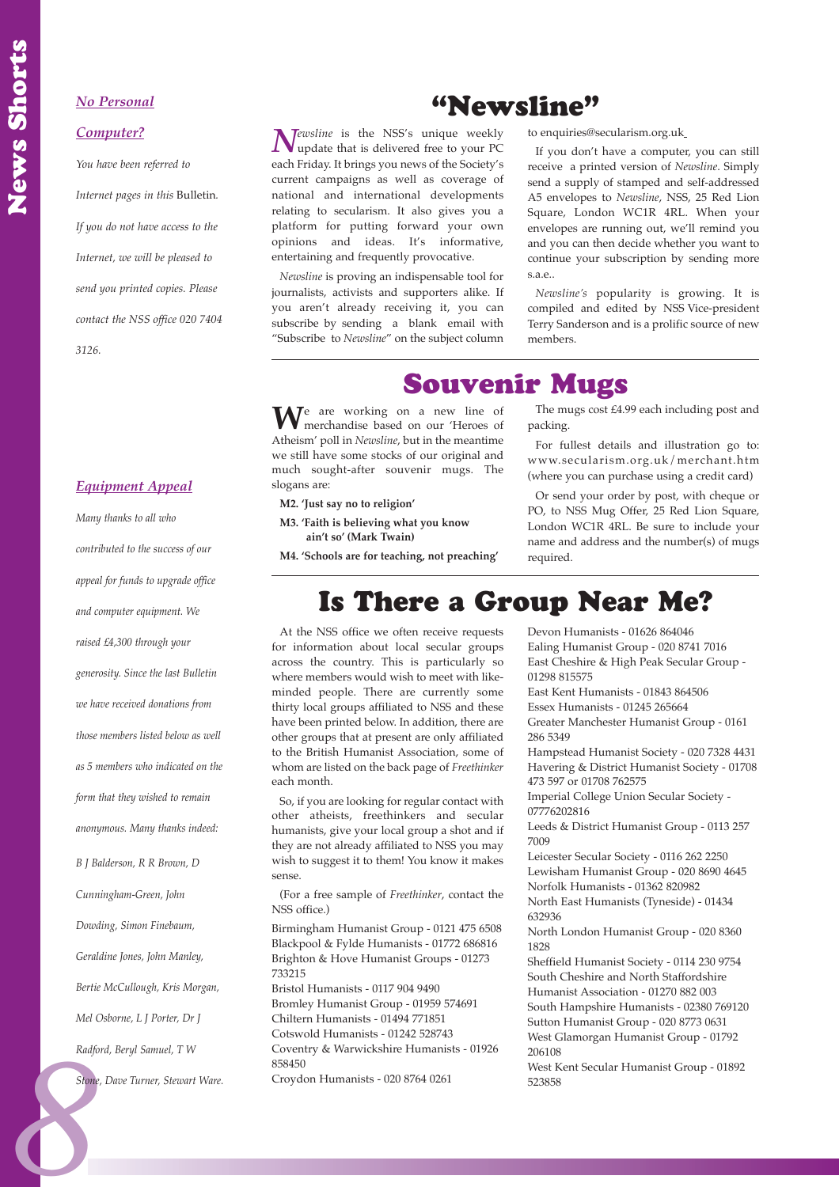## *No Personal Computer?*

*You have been referred to Internet pages in this* Bulletin*. If you do not have access to the Internet, we will be pleased to send you printed copies. Please contact the NSS office 020 7404 3126.*

## *Equipment Appeal*

*Many thanks to all who contributed to the success of our appeal for funds to upgrade office and computer equipment. We raised £4,300 through your generosity. Since the last Bulletin we have received donations from those members listed below as well as 5 members who indicated on the form that they wished to remain anonymous. Many thanks indeed:*

*B J Balderson, R R Brown, D Cunningham-Green, John Dowding, Simon Finebaum, Geraldine Jones, John Manley, Bertie McCullough, Kris Morgan, Mel Osborne, L J Porter, Dr J Radford, Beryl Samuel, T W Stone, Dave Turner, Stewart Ware.*

# "Newsline"

*Newsline* is the NSS's unique weekly update that is delivered free to your PC each Friday. It brings you news of the Society's current campaigns as well as coverage of national and international developments relating to secularism. It also gives you a platform for putting forward your own opinions and ideas. It's informative, entertaining and frequently provocative.

*Newsline* is proving an indispensable tool for journalists, activists and supporters alike. If you aren't already receiving it, you can subscribe by sending a blank email with "Subscribe to *Newsline*" on the subject column to enquiries@secularism.org.uk

If you don't have a computer, you can still receive a printed version of *Newsline*. Simply send a supply of stamped and self-addressed A5 envelopes to *Newsline*, NSS, 25 Red Lion Square, London WC1R 4RL. When your envelopes are running out, we'll remind you and you can then decide whether you want to continue your subscription by sending more s.a.e..

*Newsline's* popularity is growing. It is compiled and edited by NSS Vice-president Terry Sanderson and is a prolific source of new members.

# Souvenir Mugs

We are working on a new line of merchandise based on our 'Heroes of Atheism' poll in *Newsline*, but in the meantime we still have some stocks of our original and much sought-after souvenir mugs. The slogans are:

**M2. 'Just say no to religion'**

**M3. 'Faith is believing what you know ain't so' (Mark Twain)**

**M4. 'Schools are for teaching, not preaching'**

The mugs cost £4.99 each including post and packing.

For fullest details and illustration go to: www.secularism.org.uk/merchant.htm (where you can purchase using a credit card)

Or send your order by post, with cheque or PO, to NSS Mug Offer, 25 Red Lion Square, London WC1R 4RL. Be sure to include your name and address and the number(s) of mugs required.

# Is There a Group Near Me?

At the NSS office we often receive requests for information about local secular groups across the country. This is particularly so where members would wish to meet with like-minded people. There are currently some thirty local groups affiliated to NSS and these have been printed below. In addition, there are other groups that at present are only affiliated to the British Humanist Association, some of whom are listed on the back page of *Freethinker* each month.

So, if you are looking for regular contact with other atheists, freethinkers and secular humanists, give your local group a shot and if they are not already affiliated to NSS you may wish to suggest it to them! You know it makes sense.

(For a free sample of *Freethinker*, contact the NSS office.)

Birmingham Humanist Group - 0121 475 6508
Blackpool & Fylde Humanists - 01772 686816
Brighton & Hove Humanist Groups - 01273 733215
Bristol Humanists - 0117 904 9490
Bromley Humanist Group - 01959 574691
Chiltern Humanists - 01494 771851
Cotswold Humanists - 01242 528743
Coventry & Warwickshire Humanists - 01926 858450
Croydon Humanists - 020 8764 0261
Devon Humanists - 01626 864046
Ealing Humanist Group - 020 8741 7016
East Cheshire & High Peak Secular Group - 01298 815575
East Kent Humanists - 01843 864506
Essex Humanists - 01245 265664
Greater Manchester Humanist Group - 0161 286 5349
Hampstead Humanist Society - 020 7328 4431
Havering & District Humanist Society - 01708 473 597 or 01708 762575
Imperial College Union Secular Society - 07776202816
Leeds & District Humanist Group - 0113 257 7009
Leicester Secular Society - 0116 262 2250
Lewisham Humanist Group - 020 8690 4645
Norfolk Humanists - 01362 820982
North East Humanists (Tyneside) - 01434 632936
North London Humanist Group - 020 8360 1828
Sheffield Humanist Society - 0114 230 9754
South Cheshire and North Staffordshire Humanist Association - 01270 882 003
South Hampshire Humanists - 02380 769120
Sutton Humanist Group - 020 8773 0631
West Glamorgan Humanist Group - 01792 206108
West Kent Secular Humanist Group - 01892 523858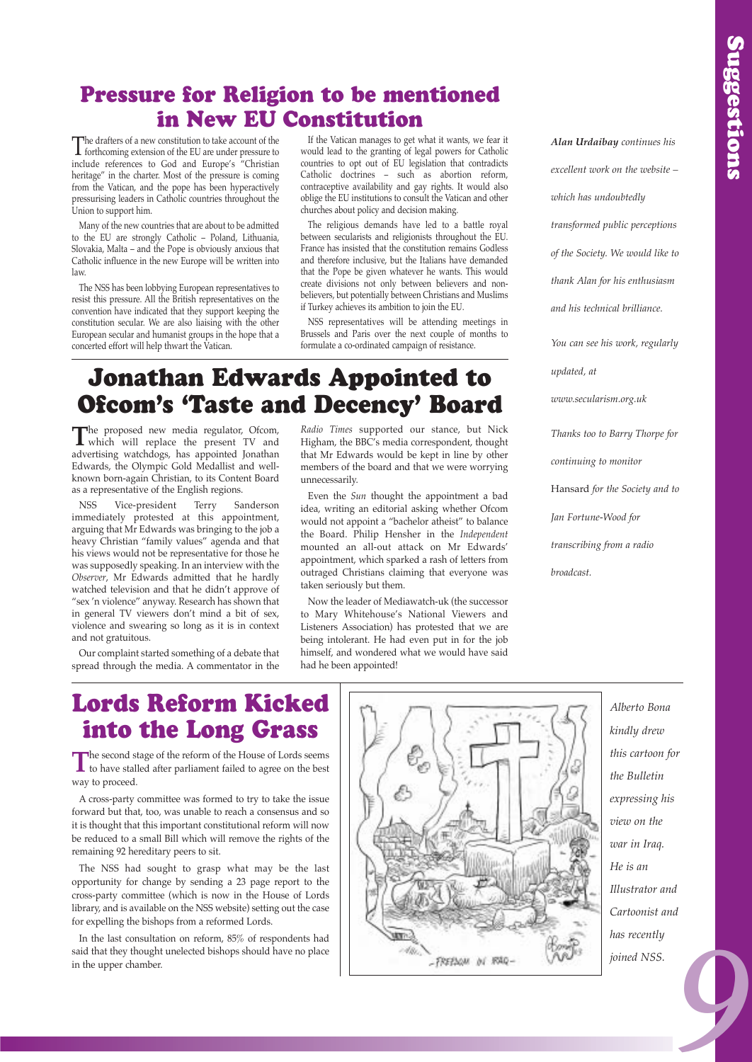# Pressure for Religion to be mentioned in New EU Constitution

The drafters of a new constitution to take account of the forthcoming extension of the EU are under pressure to include references to God and Europe's "Christian heritage" in the charter. Most of the pressure is coming from the Vatican, and the pope has been hyperactively pressurising leaders in Catholic countries throughout the Union to support him.

Many of the new countries that are about to be admitted to the EU are strongly Catholic – Poland, Lithuania, Slovakia, Malta – and the Pope is obviously anxious that Catholic influence in the new Europe will be written into law.

The NSS has been lobbying European representatives to resist this pressure. All the British representatives on the convention have indicated that they support keeping the constitution secular. We are also liaising with the other European secular and humanist groups in the hope that a concerted effort will help thwart the Vatican.

If the Vatican manages to get what it wants, we fear it would lead to the granting of legal powers for Catholic countries to opt out of EU legislation that contradicts Catholic doctrines – such as abortion reform, contraceptive availability and gay rights. It would also oblige the EU institutions to consult the Vatican and other churches about policy and decision making.

The religious demands have led to a battle royal between secularists and religionists throughout the EU. France has insisted that the constitution remains Godless and therefore inclusive, but the Italians have demanded that the Pope be given whatever he wants. This would create divisions not only between believers and non-believers, but potentially between Christians and Muslims if Turkey achieves its ambition to join the EU.

NSS representatives will be attending meetings in Brussels and Paris over the next couple of months to formulate a co-ordinated campaign of resistance.

# Jonathan Edwards Appointed to Ofcom's 'Taste and Decency' Board

The proposed new media regulator, Ofcom, which will replace the present TV and advertising watchdogs, has appointed Jonathan Edwards, the Olympic Gold Medallist and well-known born-again Christian, to its Content Board as a representative of the English regions.

NSS Vice-president Terry Sanderson immediately protested at this appointment, arguing that Mr Edwards was bringing to the job a heavy Christian "family values" agenda and that his views would not be representative for those he was supposedly speaking. In an interview with the *Observer*, Mr Edwards admitted that he hardly watched television and that he didn't approve of "sex 'n violence" anyway. Research has shown that in general TV viewers don't mind a bit of sex, violence and swearing so long as it is in context and not gratuitous.

Our complaint started something of a debate that spread through the media. A commentator in the *Radio Times* supported our stance, but Nick Higham, the BBC's media correspondent, thought that Mr Edwards would be kept in line by other members of the board and that we were worrying unnecessarily.

Even the *Sun* thought the appointment a bad idea, writing an editorial asking whether Ofcom would not appoint a "bachelor atheist" to balance the Board. Philip Hensher in the *Independent* mounted an all-out attack on Mr Edwards' appointment, which sparked a rash of letters from outraged Christians claiming that everyone was taken seriously but them.

Now the leader of Mediawatch-uk (the successor to Mary Whitehouse's National Viewers and Listeners Association) has protested that we are being intolerant. He had even put in for the job himself, and wondered what we would have said had he been appointed!

# Suggestions

*Alan Urdaibay continues his excellent work on the website – which has undoubtedly transformed public perceptions of the Society. We would like to thank Alan for his enthusiasm and his technical brilliance.*

*You can see his work, regularly updated, at www.secularism.org.uk*

*Thanks too to Barry Thorpe for continuing to monitor* Hansard *for the Society and to Jan Fortune-Wood for transcribing from a radio broadcast.*

# Lords Reform Kicked into the Long Grass

The second stage of the reform of the House of Lords seems to have stalled after parliament failed to agree on the best way to proceed.

A cross-party committee was formed to try to take the issue forward but that, too, was unable to reach a consensus and so it is thought that this important constitutional reform will now be reduced to a small Bill which will remove the rights of the remaining 92 hereditary peers to sit.

The NSS had sought to grasp what may be the last opportunity for change by sending a 23 page report to the cross-party committee (which is now in the House of Lords library, and is available on the NSS website) setting out the case for expelling the bishops from a reformed Lords.

In the last consultation on reform, 85% of respondents had said that they thought unelected bishops should have no place in the upper chamber.

*Alberto Bona kindly drew this cartoon for the Bulletin expressing his view on the war in Iraq. He is an Illustrator and Cartoonist and has recently joined NSS.*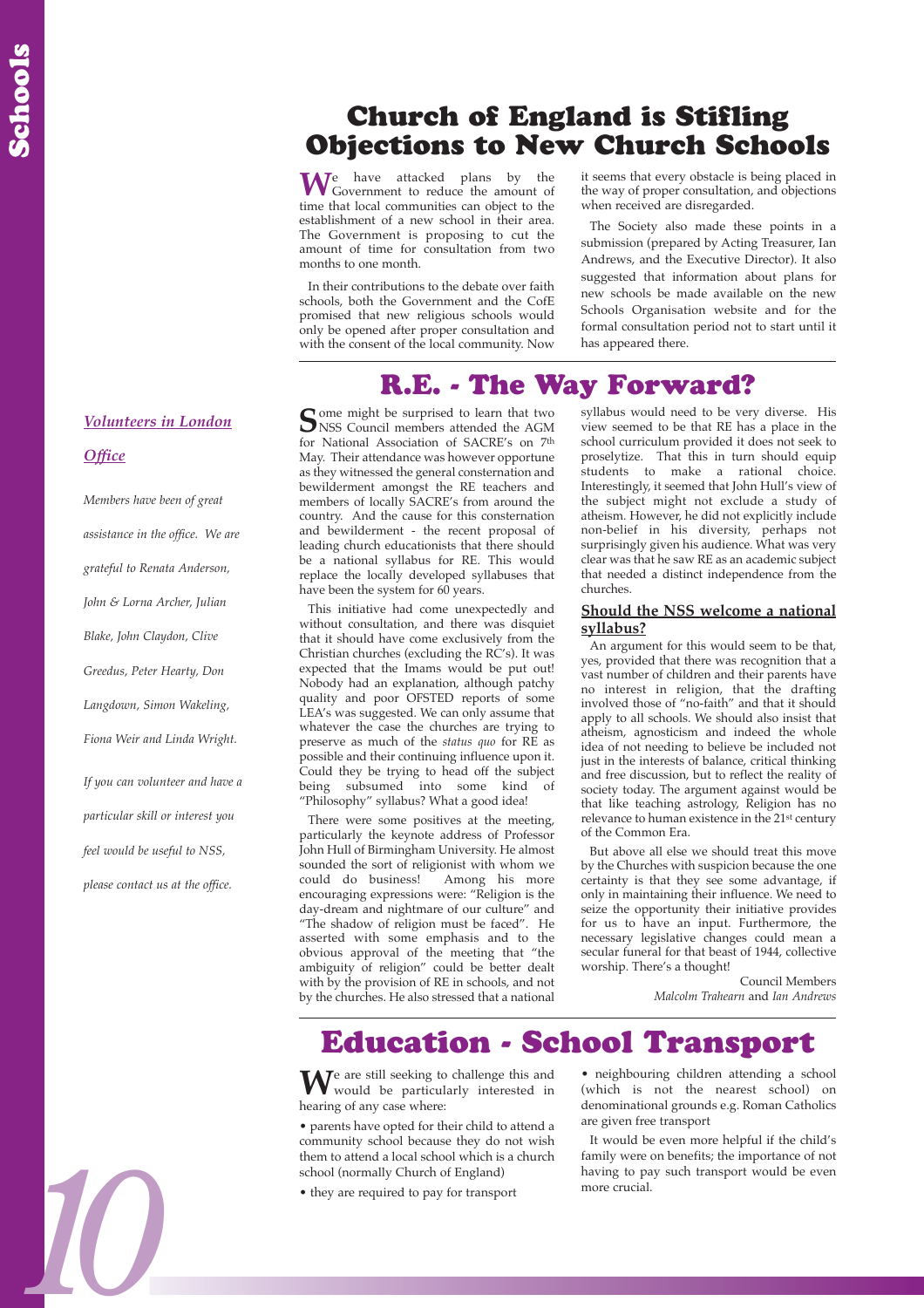# Church of England is Stifling Objections to New Church Schools

We have attacked plans by the Government to reduce the amount of time that local communities can object to the establishment of a new school in their area. The Government is proposing to cut the amount of time for consultation from two months to one month.

In their contributions to the debate over faith schools, both the Government and the CofE promised that new religious schools would only be opened after proper consultation and with the consent of the local community. Now it seems that every obstacle is being placed in the way of proper consultation, and objections when received are disregarded.

The Society also made these points in a submission (prepared by Acting Treasurer, Ian Andrews, and the Executive Director). It also suggested that information about plans for new schools be made available on the new Schools Organisation website and for the formal consultation period not to start until it has appeared there.

# R.E. - The Way Forward?

Some might be surprised to learn that two NSS Council members attended the AGM for National Association of SACRE's on 7th May. Their attendance was however opportune as they witnessed the general consternation and bewilderment amongst the RE teachers and members of locally SACRE's from around the country. And the cause for this consternation and bewilderment - the recent proposal of leading church educationists that there should be a national syllabus for RE. This would replace the locally developed syllabuses that have been the system for 60 years.

This initiative had come unexpectedly and without consultation, and there was disquiet that it should have come exclusively from the Christian churches (excluding the RC's). It was expected that the Imams would be put out! Nobody had an explanation, although patchy quality and poor OFSTED reports of some LEA's was suggested. We can only assume that whatever the case the churches are trying to preserve as much of the *status quo* for RE as possible and their continuing influence upon it. Could they be trying to head off the subject being subsumed into some kind of "Philosophy" syllabus? What a good idea!

There were some positives at the meeting, particularly the keynote address of Professor John Hull of Birmingham University. He almost sounded the sort of religionist with whom we could do business! Among his more encouraging expressions were: "Religion is the day-dream and nightmare of our culture" and "The shadow of religion must be faced". He asserted with some emphasis and to the obvious approval of the meeting that "the ambiguity of religion" could be better dealt with by the provision of RE in schools, and not by the churches. He also stressed that a national syllabus would need to be very diverse. His view seemed to be that RE has a place in the school curriculum provided it does not seek to proselytize. That this in turn should equip students to make a rational choice. Interestingly, it seemed that John Hull's view of the subject might not exclude a study of atheism. However, he did not explicitly include non-belief in his diversity, perhaps not surprisingly given his audience. What was very clear was that he saw RE as an academic subject that needed a distinct independence from the churches.

### Should the NSS welcome a national syllabus?

An argument for this would seem to be that, yes, provided that there was recognition that a vast number of children and their parents have no interest in religion, that the drafting involved those of "no-faith" and that it should apply to all schools. We should also insist that atheism, agnosticism and indeed the whole idea of not needing to believe be included not just in the interests of balance, critical thinking and free discussion, but to reflect the reality of society today. The argument against would be that like teaching astrology, Religion has no relevance to human existence in the 21st century of the Common Era.

But above all else we should treat this move by the Churches with suspicion because the one certainty is that they see some advantage, if only in maintaining their influence. We need to seize the opportunity their initiative provides for us to have an input. Furthermore, the necessary legislative changes could mean a secular funeral for that beast of 1944, collective worship. There's a thought!

Council Members
*Malcolm Trahearn* and *Ian Andrews*

### *Volunteers in London Office*

*Members have been of great assistance in the office. We are grateful to Renata Anderson, John & Lorna Archer, Julian Blake, John Claydon, Clive Greedus, Peter Hearty, Don Langdown, Simon Wakeling, Fiona Weir and Linda Wright.*

*If you can volunteer and have a particular skill or interest you feel would be useful to NSS, please contact us at the office.*

# Education - School Transport

We are still seeking to challenge this and would be particularly interested in hearing of any case where:

- parents have opted for their child to attend a community school because they do not wish them to attend a local school which is a church school (normally Church of England)
- they are required to pay for transport
- neighbouring children attending a school (which is not the nearest school) on denominational grounds e.g. Roman Catholics are given free transport

It would be even more helpful if the child's family were on benefits; the importance of not having to pay such transport would be even more crucial.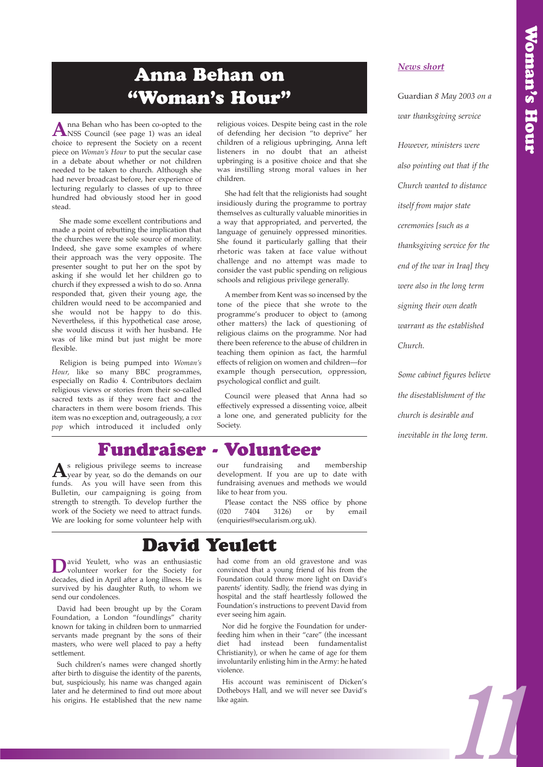# Anna Behan on "Woman's Hour"

Anna Behan who has been co-opted to the NSS Council (see page 1) was an ideal choice to represent the Society on a recent piece on *Woman's Hour* to put the secular case in a debate about whether or not children needed to be taken to church. Although she had never broadcast before, her experience of lecturing regularly to classes of up to three hundred had obviously stood her in good stead.

She made some excellent contributions and made a point of rebutting the implication that the churches were the sole source of morality. Indeed, she gave some examples of where their approach was the very opposite. The presenter sought to put her on the spot by asking if she would let her children go to church if they expressed a wish to do so. Anna responded that, given their young age, the children would need to be accompanied and she would not be happy to do this. Nevertheless, if this hypothetical case arose, she would discuss it with her husband. He was of like mind but just might be more flexible.

Religion is being pumped into *Woman's Hour,* like so many BBC programmes, especially on Radio 4. Contributors declaim religious views or stories from their so-called sacred texts as if they were fact and the characters in them were bosom friends. This item was no exception and, outrageously, a *vox pop* which introduced it included only religious voices. Despite being cast in the role of defending her decision "to deprive" her children of a religious upbringing, Anna left listeners in no doubt that an atheist upbringing is a positive choice and that she was instilling strong moral values in her children.

She had felt that the religionists had sought insidiously during the programme to portray themselves as culturally valuable minorities in a way that appropriated, and perverted, the language of genuinely oppressed minorities. She found it particularly galling that their rhetoric was taken at face value without challenge and no attempt was made to consider the vast public spending on religious schools and religious privilege generally.

A member from Kent was so incensed by the tone of the piece that she wrote to the programme's producer to object to (among other matters) the lack of questioning of religious claims on the programme. Nor had there been reference to the abuse of children in teaching them opinion as fact, the harmful effects of religion on women and children—for example though persecution, oppression, psychological conflict and guilt.

Council were pleased that Anna had so effectively expressed a dissenting voice, albeit a lone one, and generated publicity for the Society.

## *News short*

Guardian *8 May 2003 on a war thanksgiving service*

*However, ministers were also pointing out that if the Church wanted to distance itself from major state ceremonies [such as a thanksgiving service for the end of the war in Iraq] they were also in the long term signing their own death warrant as the established Church.*

*Some cabinet figures believe the disestablishment of the church is desirable and inevitable in the long term.*

# Fundraiser - Volunteer

As religious privilege seems to increase year by year, so do the demands on our funds. As you will have seen from this Bulletin, our campaigning is going from strength to strength. To develop further the work of the Society we need to attract funds. We are looking for some volunteer help with our fundraising and membership development. If you are up to date with fundraising avenues and methods we would like to hear from you.

Please contact the NSS office by phone (020 7404 3126) or by email (enquiries@secularism.org.uk).

# David Yeulett

David Yeulett, who was an enthusiastic volunteer worker for the Society for decades, died in April after a long illness. He is survived by his daughter Ruth, to whom we send our condolences.

David had been brought up by the Coram Foundation, a London "foundlings" charity known for taking in children born to unmarried servants made pregnant by the sons of their masters, who were well placed to pay a hefty settlement.

Such children's names were changed shortly after birth to disguise the identity of the parents, but, suspiciously, his name was changed again later and he determined to find out more about his origins. He established that the new name had come from an old gravestone and was convinced that a young friend of his from the Foundation could throw more light on David's parents' identity. Sadly, the friend was dying in hospital and the staff heartlessly followed the Foundation's instructions to prevent David from ever seeing him again.

Nor did he forgive the Foundation for under-feeding him when in their "care" (the incessant diet had instead been fundamentalist Christianity), or when he came of age for them involuntarily enlisting him in the Army: he hated violence.

His account was reminiscent of Dicken's Dotheboys Hall, and we will never see David's like again.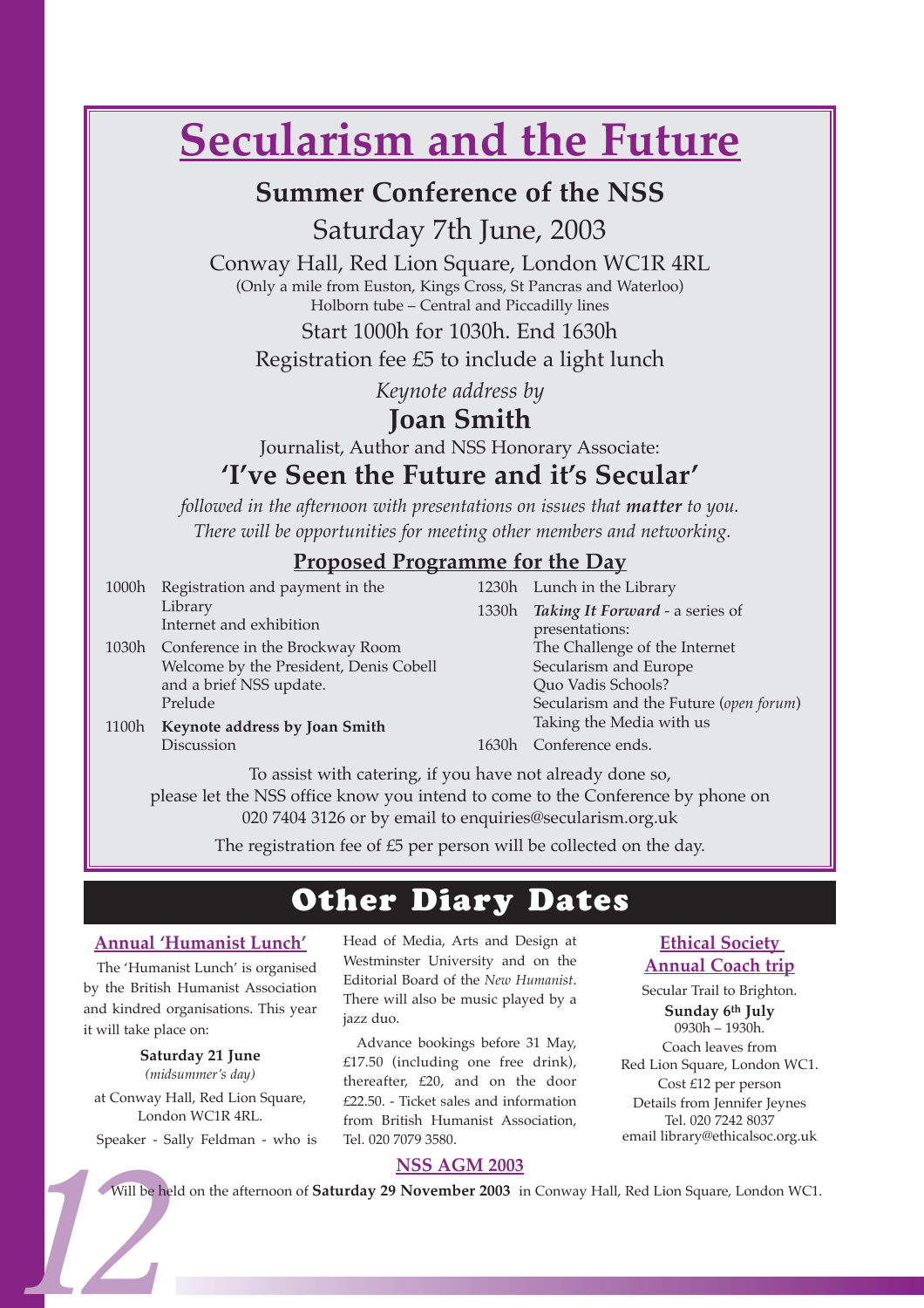# Secularism and the Future

## Summer Conference of the NSS

Saturday 7th June, 2003

Conway Hall, Red Lion Square, London WC1R 4RL
(Only a mile from Euston, Kings Cross, St Pancras and Waterloo)
Holborn tube – Central and Piccadilly lines

Start 1000h for 1030h. End 1630h

Registration fee £5 to include a light lunch

*Keynote address by*

**Joan Smith**

Journalist, Author and NSS Honorary Associate:

### 'I've Seen the Future and it's Secular'

*followed in the afternoon with presentations on issues that* ***matter*** *to you.*
*There will be opportunities for meeting other members and networking.*

### Proposed Programme for the Day

1000h Registration and payment in the Library
Internet and exhibition

1030h Conference in the Brockway Room
Welcome by the President, Denis Cobell and a brief NSS update.
Prelude

1100h **Keynote address by Joan Smith**
Discussion

1230h Lunch in the Library

1330h *Taking It Forward* - a series of presentations:
The Challenge of the Internet
Secularism and Europe
Quo Vadis Schools?
Secularism and the Future (*open forum*)
Taking the Media with us

1630h Conference ends.

To assist with catering, if you have not already done so, please let the NSS office know you intend to come to the Conference by phone on 020 7404 3126 or by email to enquiries@secularism.org.uk

The registration fee of £5 per person will be collected on the day.

## Other Diary Dates

### Annual 'Humanist Lunch'

The 'Humanist Lunch' is organised by the British Humanist Association and kindred organisations. This year it will take place on:

**Saturday 21 June**
*(midsummer's day)*

at Conway Hall, Red Lion Square, London WC1R 4RL.

Speaker - Sally Feldman - who is Head of Media, Arts and Design at Westminster University and on the Editorial Board of the *New Humanist*. There will also be music played by a jazz duo.

Advance bookings before 31 May, £17.50 (including one free drink), thereafter, £20, and on the door £22.50. - Ticket sales and information from British Humanist Association, Tel. 020 7079 3580.

### Ethical Society Annual Coach trip

Secular Trail to Brighton.

**Sunday 6th July**
0930h – 1930h.

Coach leaves from Red Lion Square, London WC1.
Cost £12 per person
Details from Jennifer Jeynes
Tel. 020 7242 8037
email library@ethicalsoc.org.uk

### NSS AGM 2003

Will be held on the afternoon of **Saturday 29 November 2003** in Conway Hall, Red Lion Square, London WC1.